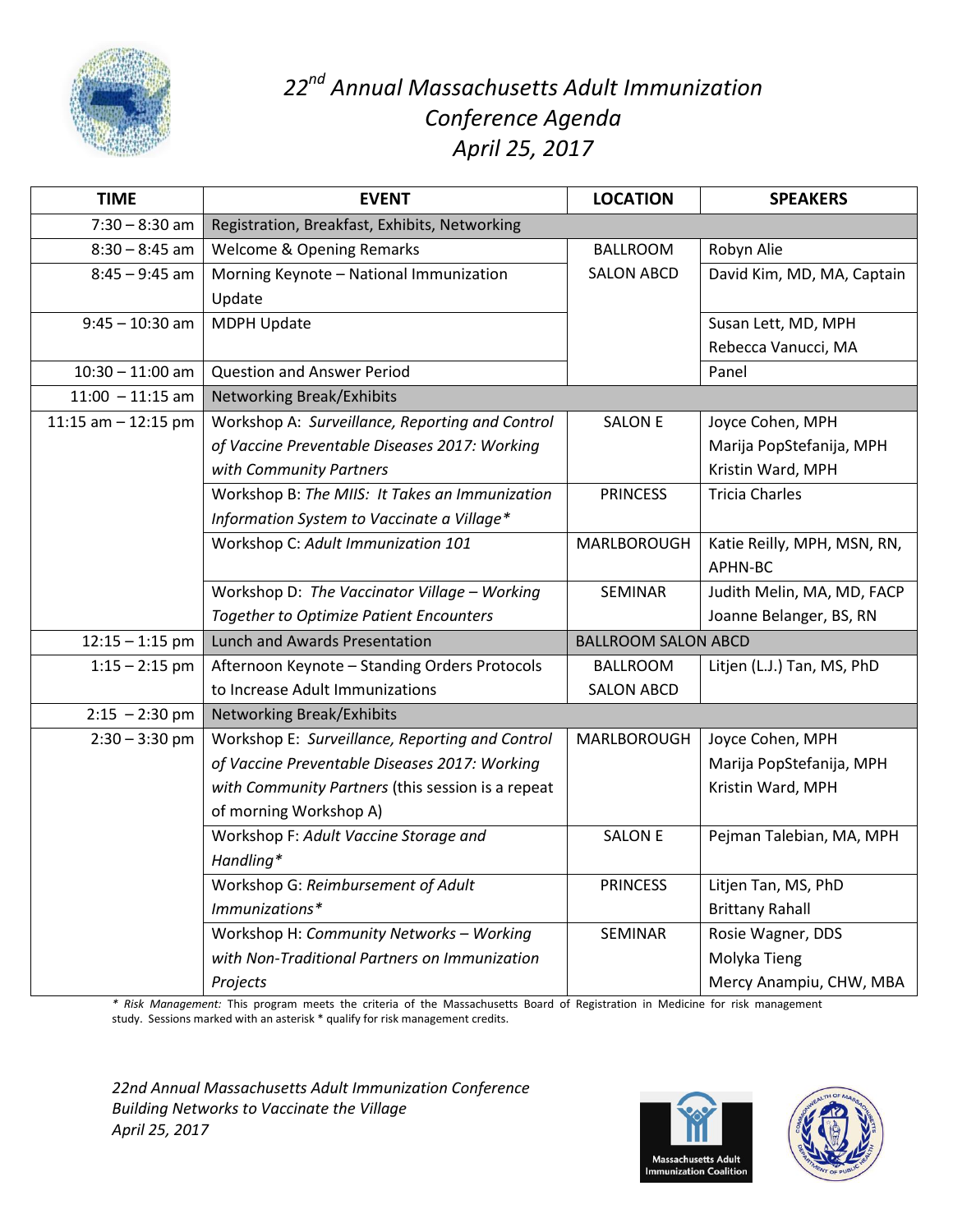# *22nd Annual Massachusetts Adult Immunization Conference Agenda*
# *April 25, 2017*

| TIME | EVENT | LOCATION | SPEAKERS |
|---|---|---|---|
| 7:30 – 8:30 am | Registration, Breakfast, Exhibits, Networking | | |
| 8:30 – 8:45 am | Welcome & Opening Remarks | BALLROOM SALON ABCD | Robyn Alie |
| 8:45 – 9:45 am | Morning Keynote – National Immunization Update | | David Kim, MD, MA, Captain |
| 9:45 – 10:30 am | MDPH Update | | Susan Lett, MD, MPH<br>Rebecca Vanucci, MA |
| 10:30 – 11:00 am | Question and Answer Period | | Panel |
| 11:00 – 11:15 am | Networking Break/Exhibits | | |
| 11:15 am – 12:15 pm | Workshop A: *Surveillance, Reporting and Control of Vaccine Preventable Diseases 2017: Working with Community Partners* | SALON E | Joyce Cohen, MPH<br>Marija PopStefanija, MPH<br>Kristin Ward, MPH |
| | Workshop B: *The MIIS: It Takes an Immunization Information System to Vaccinate a Village** | PRINCESS | Tricia Charles |
| | Workshop C: *Adult Immunization 101* | MARLBOROUGH | Katie Reilly, MPH, MSN, RN, APHN-BC |
| | Workshop D: *The Vaccinator Village – Working Together to Optimize Patient Encounters* | SEMINAR | Judith Melin, MA, MD, FACP<br>Joanne Belanger, BS, RN |
| 12:15 – 1:15 pm | Lunch and Awards Presentation | BALLROOM SALON ABCD | |
| 1:15 – 2:15 pm | Afternoon Keynote – Standing Orders Protocols to Increase Adult Immunizations | BALLROOM SALON ABCD | Litjen (L.J.) Tan, MS, PhD |
| 2:15 – 2:30 pm | Networking Break/Exhibits | | |
| 2:30 – 3:30 pm | Workshop E: *Surveillance, Reporting and Control of Vaccine Preventable Diseases 2017: Working with Community Partners* (this session is a repeat of morning Workshop A) | MARLBOROUGH | Joyce Cohen, MPH<br>Marija PopStefanija, MPH<br>Kristin Ward, MPH |
| | Workshop F: *Adult Vaccine Storage and Handling** | SALON E | Pejman Talebian, MA, MPH |
| | Workshop G: *Reimbursement of Adult Immunizations** | PRINCESS | Litjen Tan, MS, PhD<br>Brittany Rahall |
| | Workshop H: *Community Networks – Working with Non-Traditional Partners on Immunization Projects* | SEMINAR | Rosie Wagner, DDS<br>Molyka Tieng<br>Mercy Anampiu, CHW, MBA |

* *Risk Management:* This program meets the criteria of the Massachusetts Board of Registration in Medicine for risk management study. Sessions marked with an asterisk * qualify for risk management credits.

*22nd Annual Massachusetts Adult Immunization Conference*
*Building Networks to Vaccinate the Village*
*April 25, 2017*

Massachusetts Adult Immunization Coalition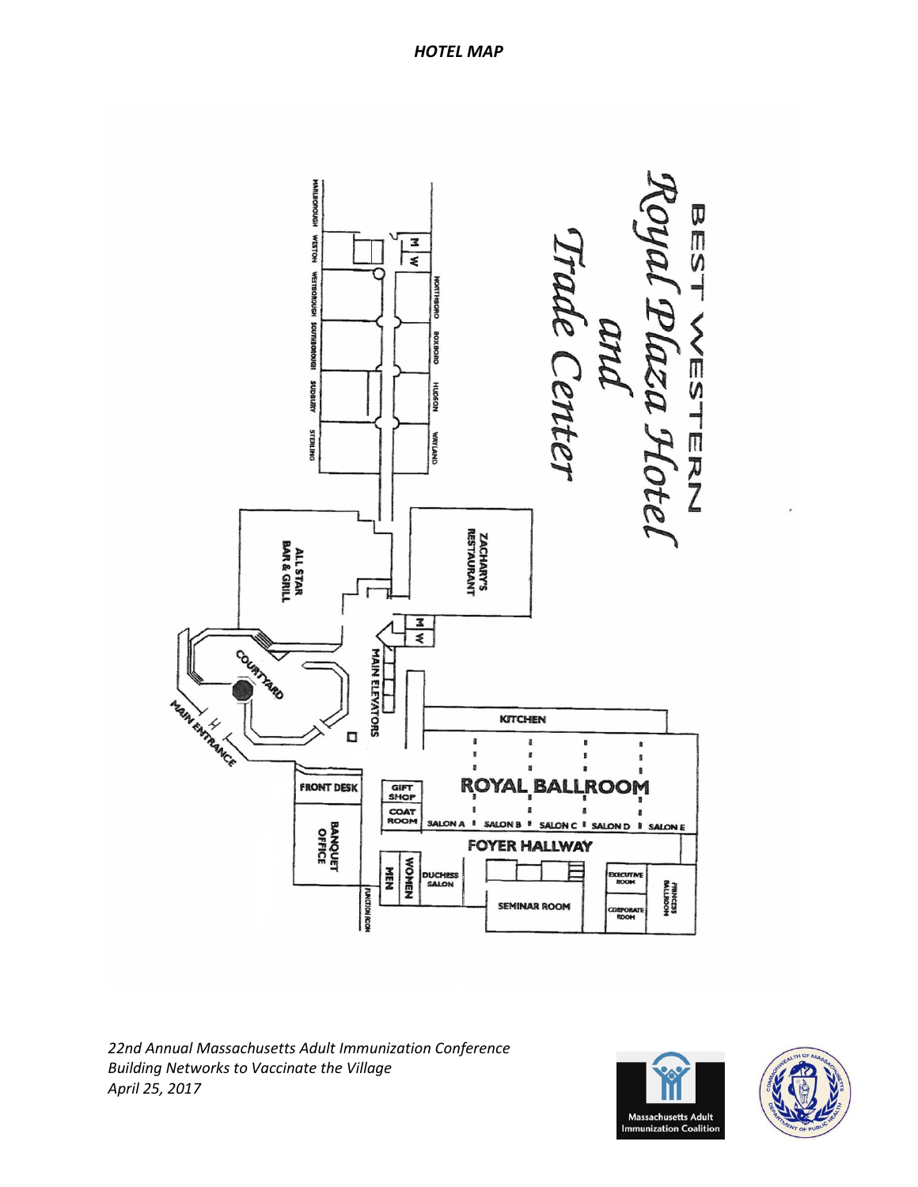*HOTEL MAP*

BEST WESTERN
Royal Plaza Hotel
and
Trade Center

MARLBOROUGH
WESTON
WESTBOROUGH
SOUTHBOROUGH
SUDBURY
STERLING
M
W
NORTHBORO
BOXBORO
HUDSON
WAYLAND
ZACHARY'S RESTAURANT
ALL STAR BAR & GRILL
M
W
MAIN ELEVATORS
COURTYARD
MAIN ENTRANCE
KITCHEN
ROYAL BALLROOM
FRONT DESK
GIFT SHOP
COAT ROOM
SALON A
SALON B
SALON C
SALON D
SALON E
FOYER HALLWAY
BANQUET OFFICE
MEN
WOMEN
DUCHESS SALON
EXECUTIVE ROOM
PRINCESS BALLROOM
SEMINAR ROOM
CORPORATE ROOM
FUNCTION ROOM

*22nd Annual Massachusetts Adult Immunization Conference*
*Building Networks to Vaccinate the Village*
*April 25, 2017*

Massachusetts Adult Immunization Coalition